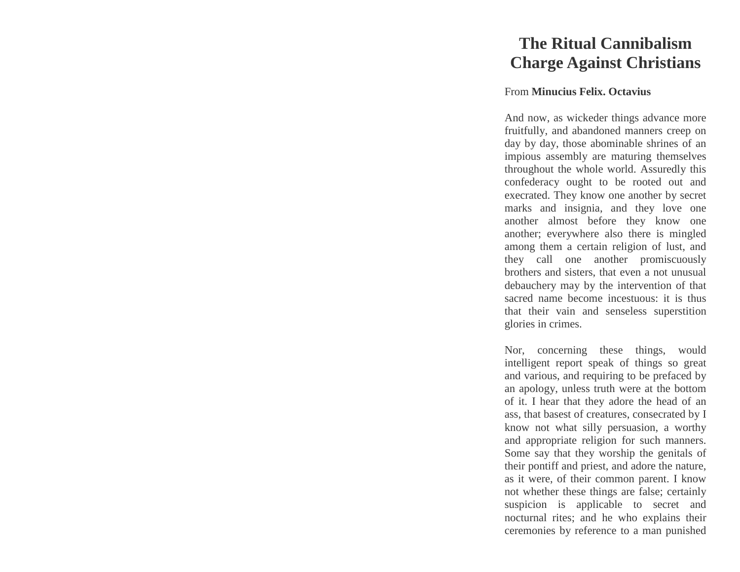# The Ritual Cannibalism Charge Against Christians

From **Minucius Felix. Octavius**

And now, as wickeder things advance more fruitfully, and abandoned manners creep on day by day, those abominable shrines of an impious assembly are maturing themselves throughout the whole world. Assuredly this confederacy ought to be rooted out and execrated. They know one another by secret marks and insignia, and they love one another almost before they know one another; everywhere also there is mingled among them a certain religion of lust, and they call one another promiscuously brothers and sisters, that even a not unusual debauchery may by the intervention of that sacred name become incestuous: it is thus that their vain and senseless superstition glories in crimes.

Nor, concerning these things, would intelligent report speak of things so great and various, and requiring to be prefaced by an apology, unless truth were at the bottom of it. I hear that they adore the head of an ass, that basest of creatures, consecrated by I know not what silly persuasion, a worthy and appropriate religion for such manners. Some say that they worship the genitals of their pontiff and priest, and adore the nature, as it were, of their common parent. I know not whether these things are false; certainly suspicion is applicable to secret and nocturnal rites; and he who explains their ceremonies by reference to a man punished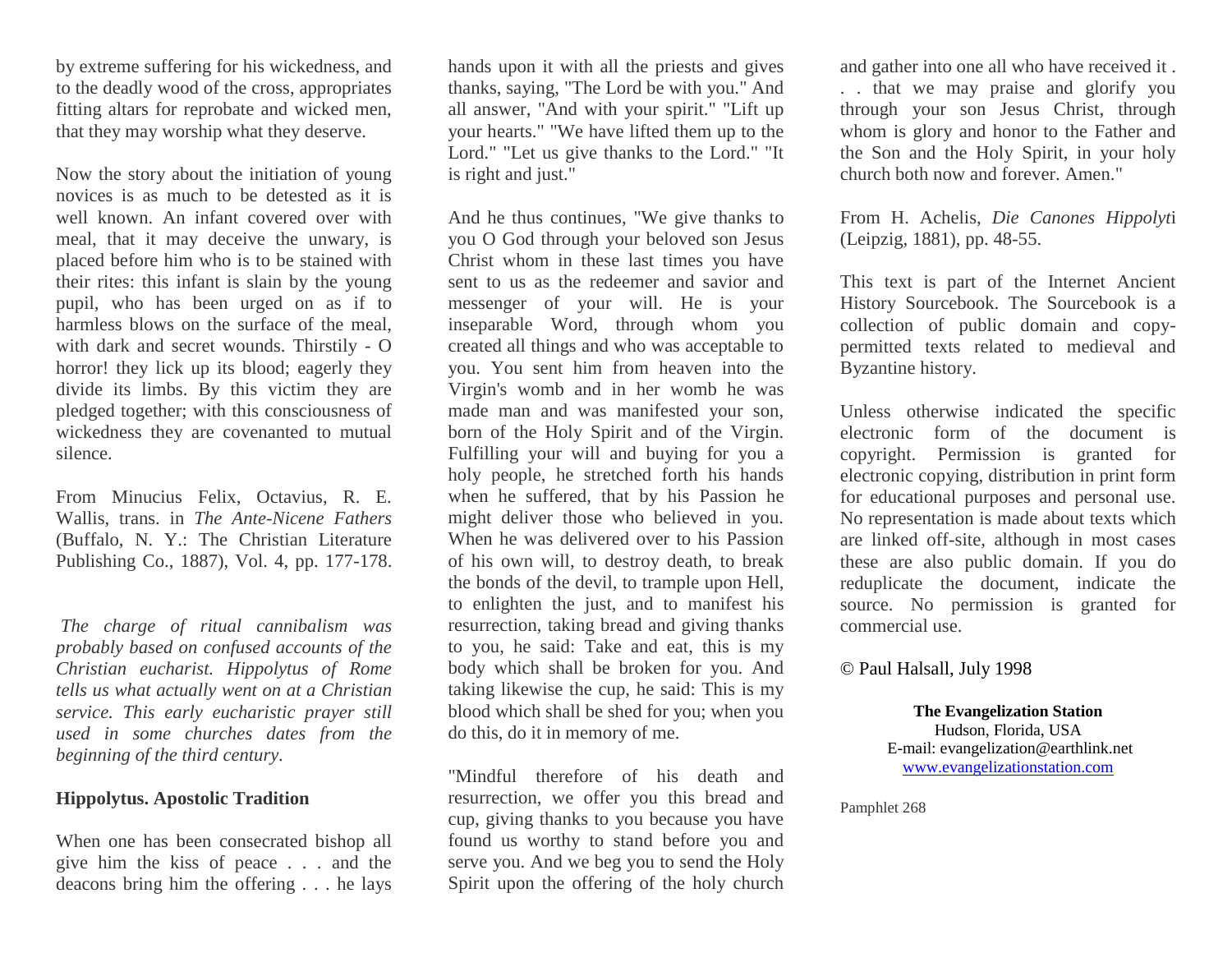by extreme suffering for his wickedness, and to the deadly wood of the cross, appropriates fitting altars for reprobate and wicked men, that they may worship what they deserve.

Now the story about the initiation of young novices is as much to be detested as it is well known. An infant covered over with meal, that it may deceive the unwary, is placed before him who is to be stained with their rites: this infant is slain by the young pupil, who has been urged on as if to harmless blows on the surface of the meal, with dark and secret wounds. Thirstily - O horror! they lick up its blood; eagerly they divide its limbs. By this victim they are pledged together; with this consciousness of wickedness they are covenanted to mutual silence.

From Minucius Felix, Octavius, R. E. Wallis, trans. in *The Ante-Nicene Fathers* (Buffalo, N. Y.: The Christian Literature Publishing Co., 1887), Vol. 4, pp. 177-178.

*The charge of ritual cannibalism was probably based on confused accounts of the Christian eucharist. Hippolytus of Rome tells us what actually went on at a Christian service. This early eucharistic prayer still used in some churches dates from the beginning of the third century.*

**Hippolytus. Apostolic Tradition**

When one has been consecrated bishop all give him the kiss of peace . . . and the deacons bring him the offering . . . he lays hands upon it with all the priests and gives thanks, saying, "The Lord be with you." And all answer, "And with your spirit." "Lift up your hearts." "We have lifted them up to the Lord." "Let us give thanks to the Lord." "It is right and just."

And he thus continues, "We give thanks to you O God through your beloved son Jesus Christ whom in these last times you have sent to us as the redeemer and savior and messenger of your will. He is your inseparable Word, through whom you created all things and who was acceptable to you. You sent him from heaven into the Virgin's womb and in her womb he was made man and was manifested your son, born of the Holy Spirit and of the Virgin. Fulfilling your will and buying for you a holy people, he stretched forth his hands when he suffered, that by his Passion he might deliver those who believed in you. When he was delivered over to his Passion of his own will, to destroy death, to break the bonds of the devil, to trample upon Hell, to enlighten the just, and to manifest his resurrection, taking bread and giving thanks to you, he said: Take and eat, this is my body which shall be broken for you. And taking likewise the cup, he said: This is my blood which shall be shed for you; when you do this, do it in memory of me.

"Mindful therefore of his death and resurrection, we offer you this bread and cup, giving thanks to you because you have found us worthy to stand before you and serve you. And we beg you to send the Holy Spirit upon the offering of the holy church and gather into one all who have received it . . . that we may praise and glorify you through your son Jesus Christ, through whom is glory and honor to the Father and the Son and the Holy Spirit, in your holy church both now and forever. Amen."

From H. Achelis, *Die Canones Hippolyt*i (Leipzig, 1881), pp. 48-55.

This text is part of the Internet Ancient History Sourcebook. The Sourcebook is a collection of public domain and copy-permitted texts related to medieval and Byzantine history.

Unless otherwise indicated the specific electronic form of the document is copyright. Permission is granted for electronic copying, distribution in print form for educational purposes and personal use. No representation is made about texts which are linked off-site, although in most cases these are also public domain. If you do reduplicate the document, indicate the source. No permission is granted for commercial use.

© Paul Halsall, July 1998

**The Evangelization Station**
Hudson, Florida, USA
E-mail: evangelization@earthlink.net
www.evangelizationstation.com

Pamphlet 268